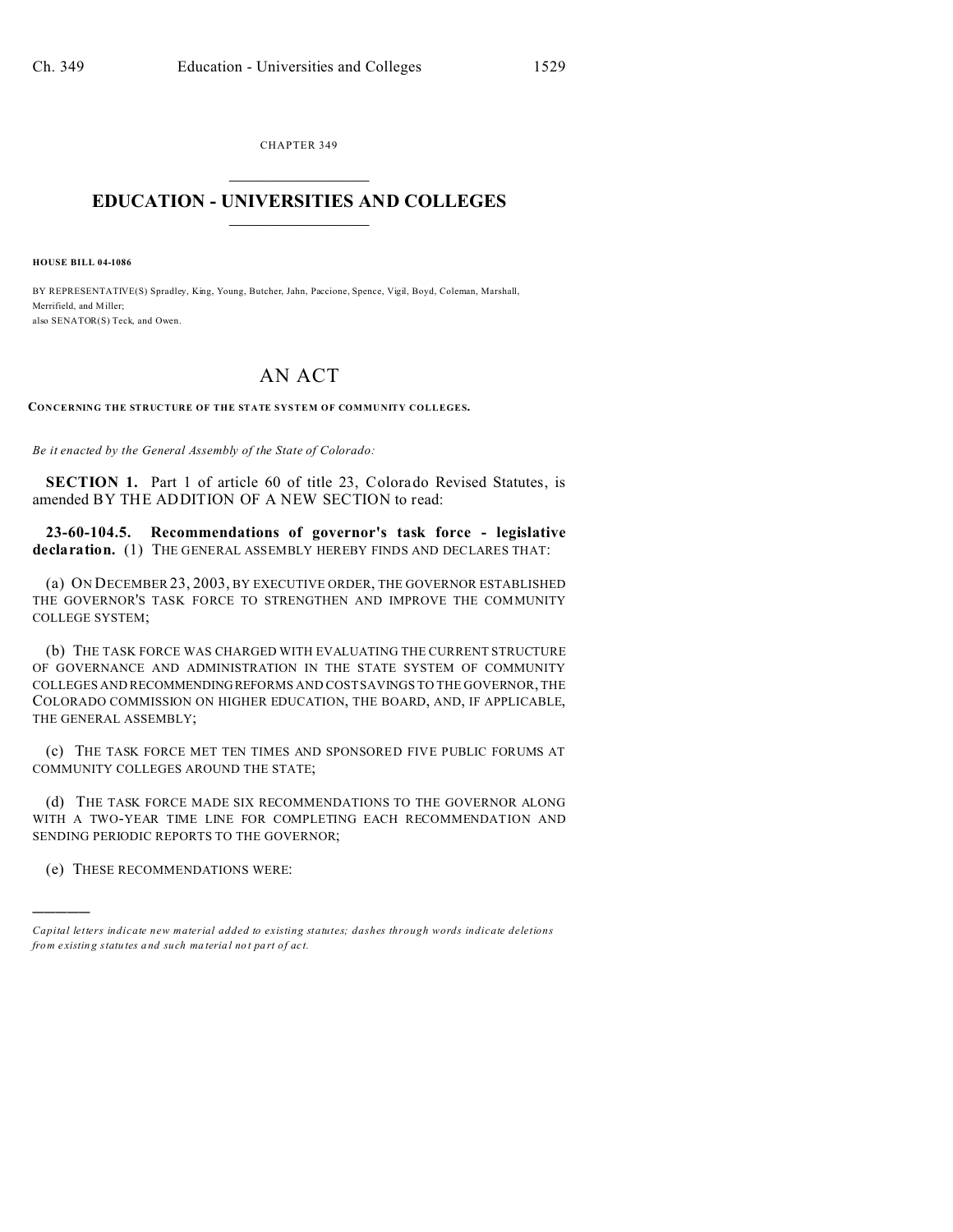CHAPTER 349

# EDUCATION - UNIVERSITIES AND COLLEGES

**HOUSE BILL 04-1086**

BY REPRESENTATIVE(S) Spradley, King, Young, Butcher, Jahn, Paccione, Spence, Vigil, Boyd, Coleman, Marshall, Merrifield, and Miller;
also SENATOR(S) Teck, and Owen.

# AN ACT

**CONCERNING THE STRUCTURE OF THE STATE SYSTEM OF COMMUNITY COLLEGES.**

*Be it enacted by the General Assembly of the State of Colorado:*

**SECTION 1.** Part 1 of article 60 of title 23, Colorado Revised Statutes, is amended BY THE ADDITION OF A NEW SECTION to read:

**23-60-104.5. Recommendations of governor's task force - legislative declaration.** (1) THE GENERAL ASSEMBLY HEREBY FINDS AND DECLARES THAT:

(a) ON DECEMBER 23, 2003, BY EXECUTIVE ORDER, THE GOVERNOR ESTABLISHED THE GOVERNOR'S TASK FORCE TO STRENGTHEN AND IMPROVE THE COMMUNITY COLLEGE SYSTEM;

(b) THE TASK FORCE WAS CHARGED WITH EVALUATING THE CURRENT STRUCTURE OF GOVERNANCE AND ADMINISTRATION IN THE STATE SYSTEM OF COMMUNITY COLLEGES AND RECOMMENDING REFORMS AND COST SAVINGS TO THE GOVERNOR, THE COLORADO COMMISSION ON HIGHER EDUCATION, THE BOARD, AND, IF APPLICABLE, THE GENERAL ASSEMBLY;

(c) THE TASK FORCE MET TEN TIMES AND SPONSORED FIVE PUBLIC FORUMS AT COMMUNITY COLLEGES AROUND THE STATE;

(d) THE TASK FORCE MADE SIX RECOMMENDATIONS TO THE GOVERNOR ALONG WITH A TWO-YEAR TIME LINE FOR COMPLETING EACH RECOMMENDATION AND SENDING PERIODIC REPORTS TO THE GOVERNOR;

(e) THESE RECOMMENDATIONS WERE:

---

*Capital letters indicate new material added to existing statutes; dashes through words indicate deletions from existing statutes and such material not part of act.*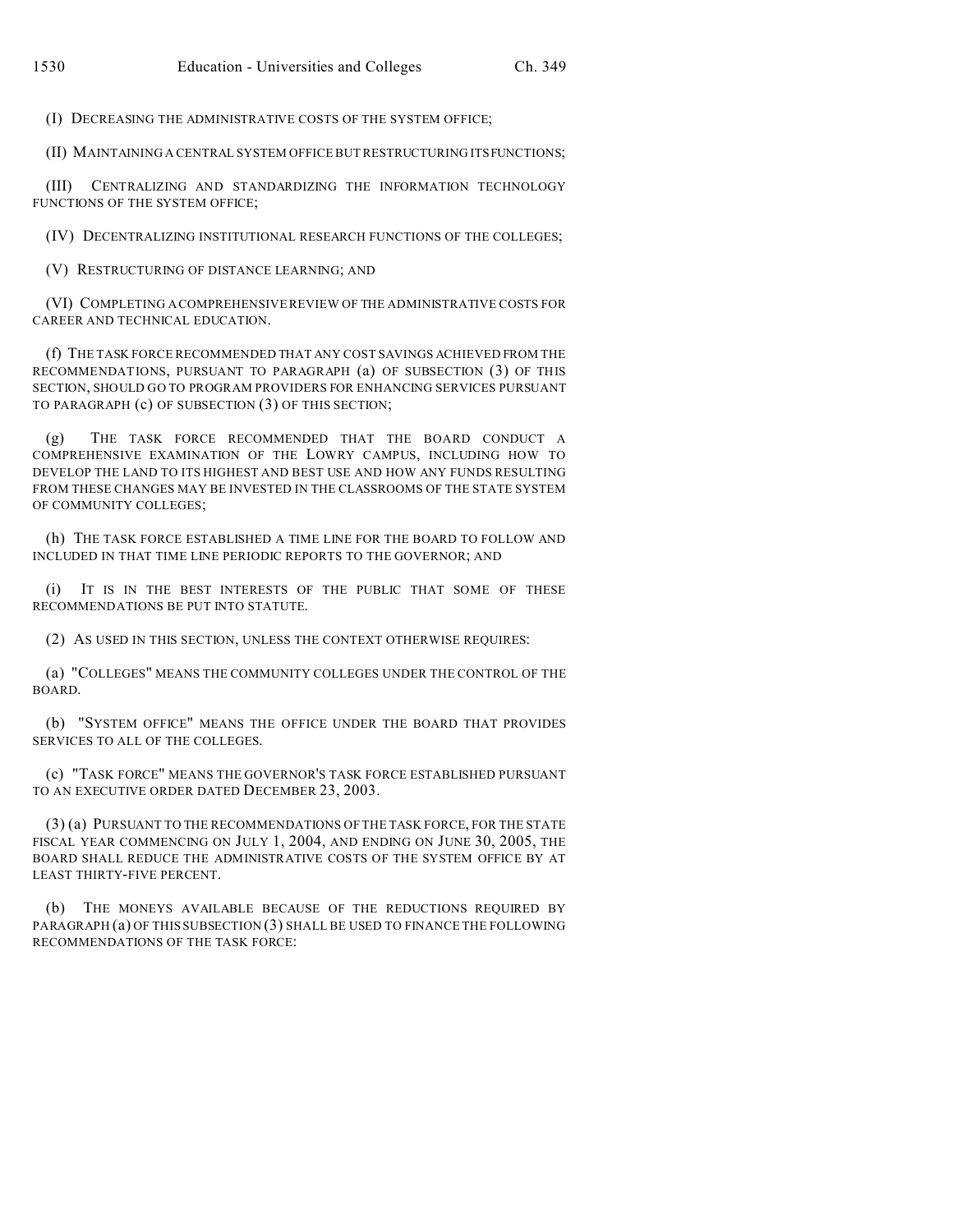(I) DECREASING THE ADMINISTRATIVE COSTS OF THE SYSTEM OFFICE;

(II) MAINTAINING A CENTRAL SYSTEM OFFICE BUT RESTRUCTURING ITS FUNCTIONS;

(III) CENTRALIZING AND STANDARDIZING THE INFORMATION TECHNOLOGY FUNCTIONS OF THE SYSTEM OFFICE;

(IV) DECENTRALIZING INSTITUTIONAL RESEARCH FUNCTIONS OF THE COLLEGES;

(V) RESTRUCTURING OF DISTANCE LEARNING; AND

(VI) COMPLETING A COMPREHENSIVE REVIEW OF THE ADMINISTRATIVE COSTS FOR CAREER AND TECHNICAL EDUCATION.

(f) THE TASK FORCE RECOMMENDED THAT ANY COST SAVINGS ACHIEVED FROM THE RECOMMENDATIONS, PURSUANT TO PARAGRAPH (a) OF SUBSECTION (3) OF THIS SECTION, SHOULD GO TO PROGRAM PROVIDERS FOR ENHANCING SERVICES PURSUANT TO PARAGRAPH (c) OF SUBSECTION (3) OF THIS SECTION;

(g) THE TASK FORCE RECOMMENDED THAT THE BOARD CONDUCT A COMPREHENSIVE EXAMINATION OF THE LOWRY CAMPUS, INCLUDING HOW TO DEVELOP THE LAND TO ITS HIGHEST AND BEST USE AND HOW ANY FUNDS RESULTING FROM THESE CHANGES MAY BE INVESTED IN THE CLASSROOMS OF THE STATE SYSTEM OF COMMUNITY COLLEGES;

(h) THE TASK FORCE ESTABLISHED A TIME LINE FOR THE BOARD TO FOLLOW AND INCLUDED IN THAT TIME LINE PERIODIC REPORTS TO THE GOVERNOR; AND

(i) IT IS IN THE BEST INTERESTS OF THE PUBLIC THAT SOME OF THESE RECOMMENDATIONS BE PUT INTO STATUTE.

(2) AS USED IN THIS SECTION, UNLESS THE CONTEXT OTHERWISE REQUIRES:

(a) "COLLEGES" MEANS THE COMMUNITY COLLEGES UNDER THE CONTROL OF THE BOARD.

(b) "SYSTEM OFFICE" MEANS THE OFFICE UNDER THE BOARD THAT PROVIDES SERVICES TO ALL OF THE COLLEGES.

(c) "TASK FORCE" MEANS THE GOVERNOR'S TASK FORCE ESTABLISHED PURSUANT TO AN EXECUTIVE ORDER DATED DECEMBER 23, 2003.

(3) (a) PURSUANT TO THE RECOMMENDATIONS OF THE TASK FORCE, FOR THE STATE FISCAL YEAR COMMENCING ON JULY 1, 2004, AND ENDING ON JUNE 30, 2005, THE BOARD SHALL REDUCE THE ADMINISTRATIVE COSTS OF THE SYSTEM OFFICE BY AT LEAST THIRTY-FIVE PERCENT.

(b) THE MONEYS AVAILABLE BECAUSE OF THE REDUCTIONS REQUIRED BY PARAGRAPH (a) OF THIS SUBSECTION (3) SHALL BE USED TO FINANCE THE FOLLOWING RECOMMENDATIONS OF THE TASK FORCE: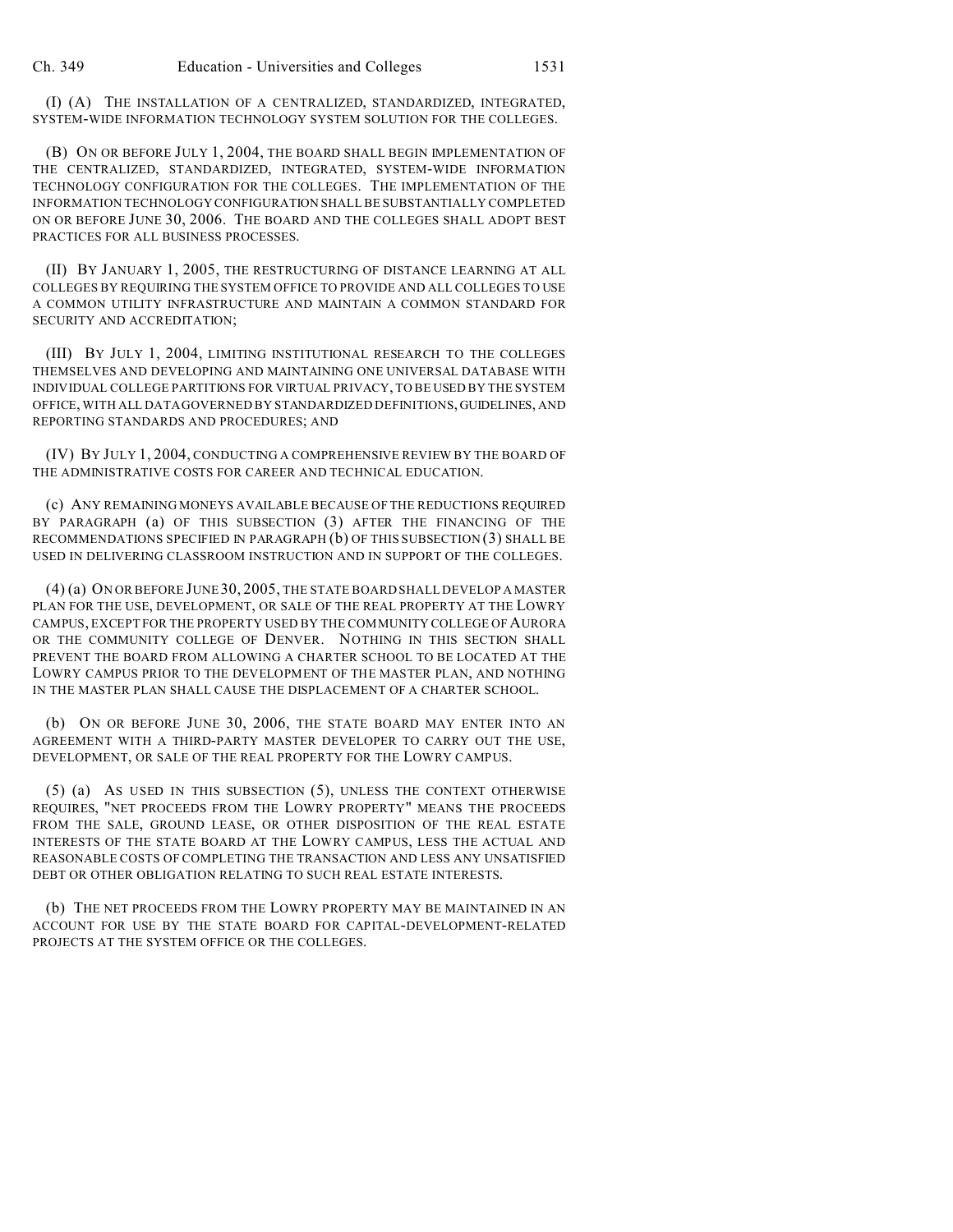(I) (A) THE INSTALLATION OF A CENTRALIZED, STANDARDIZED, INTEGRATED, SYSTEM-WIDE INFORMATION TECHNOLOGY SYSTEM SOLUTION FOR THE COLLEGES.

(B) ON OR BEFORE JULY 1, 2004, THE BOARD SHALL BEGIN IMPLEMENTATION OF THE CENTRALIZED, STANDARDIZED, INTEGRATED, SYSTEM-WIDE INFORMATION TECHNOLOGY CONFIGURATION FOR THE COLLEGES. THE IMPLEMENTATION OF THE INFORMATION TECHNOLOGY CONFIGURATION SHALL BE SUBSTANTIALLY COMPLETED ON OR BEFORE JUNE 30, 2006. THE BOARD AND THE COLLEGES SHALL ADOPT BEST PRACTICES FOR ALL BUSINESS PROCESSES.

(II) BY JANUARY 1, 2005, THE RESTRUCTURING OF DISTANCE LEARNING AT ALL COLLEGES BY REQUIRING THE SYSTEM OFFICE TO PROVIDE AND ALL COLLEGES TO USE A COMMON UTILITY INFRASTRUCTURE AND MAINTAIN A COMMON STANDARD FOR SECURITY AND ACCREDITATION;

(III) BY JULY 1, 2004, LIMITING INSTITUTIONAL RESEARCH TO THE COLLEGES THEMSELVES AND DEVELOPING AND MAINTAINING ONE UNIVERSAL DATABASE WITH INDIVIDUAL COLLEGE PARTITIONS FOR VIRTUAL PRIVACY, TO BE USED BY THE SYSTEM OFFICE, WITH ALL DATA GOVERNED BY STANDARDIZED DEFINITIONS, GUIDELINES, AND REPORTING STANDARDS AND PROCEDURES; AND

(IV) BY JULY 1, 2004, CONDUCTING A COMPREHENSIVE REVIEW BY THE BOARD OF THE ADMINISTRATIVE COSTS FOR CAREER AND TECHNICAL EDUCATION.

(c) ANY REMAINING MONEYS AVAILABLE BECAUSE OF THE REDUCTIONS REQUIRED BY PARAGRAPH (a) OF THIS SUBSECTION (3) AFTER THE FINANCING OF THE RECOMMENDATIONS SPECIFIED IN PARAGRAPH (b) OF THIS SUBSECTION (3) SHALL BE USED IN DELIVERING CLASSROOM INSTRUCTION AND IN SUPPORT OF THE COLLEGES.

(4) (a) ON OR BEFORE JUNE 30, 2005, THE STATE BOARD SHALL DEVELOP A MASTER PLAN FOR THE USE, DEVELOPMENT, OR SALE OF THE REAL PROPERTY AT THE LOWRY CAMPUS, EXCEPT FOR THE PROPERTY USED BY THE COMMUNITY COLLEGE OF AURORA OR THE COMMUNITY COLLEGE OF DENVER. NOTHING IN THIS SECTION SHALL PREVENT THE BOARD FROM ALLOWING A CHARTER SCHOOL TO BE LOCATED AT THE LOWRY CAMPUS PRIOR TO THE DEVELOPMENT OF THE MASTER PLAN, AND NOTHING IN THE MASTER PLAN SHALL CAUSE THE DISPLACEMENT OF A CHARTER SCHOOL.

(b) ON OR BEFORE JUNE 30, 2006, THE STATE BOARD MAY ENTER INTO AN AGREEMENT WITH A THIRD-PARTY MASTER DEVELOPER TO CARRY OUT THE USE, DEVELOPMENT, OR SALE OF THE REAL PROPERTY FOR THE LOWRY CAMPUS.

(5) (a) AS USED IN THIS SUBSECTION (5), UNLESS THE CONTEXT OTHERWISE REQUIRES, "NET PROCEEDS FROM THE LOWRY PROPERTY" MEANS THE PROCEEDS FROM THE SALE, GROUND LEASE, OR OTHER DISPOSITION OF THE REAL ESTATE INTERESTS OF THE STATE BOARD AT THE LOWRY CAMPUS, LESS THE ACTUAL AND REASONABLE COSTS OF COMPLETING THE TRANSACTION AND LESS ANY UNSATISFIED DEBT OR OTHER OBLIGATION RELATING TO SUCH REAL ESTATE INTERESTS.

(b) THE NET PROCEEDS FROM THE LOWRY PROPERTY MAY BE MAINTAINED IN AN ACCOUNT FOR USE BY THE STATE BOARD FOR CAPITAL-DEVELOPMENT-RELATED PROJECTS AT THE SYSTEM OFFICE OR THE COLLEGES.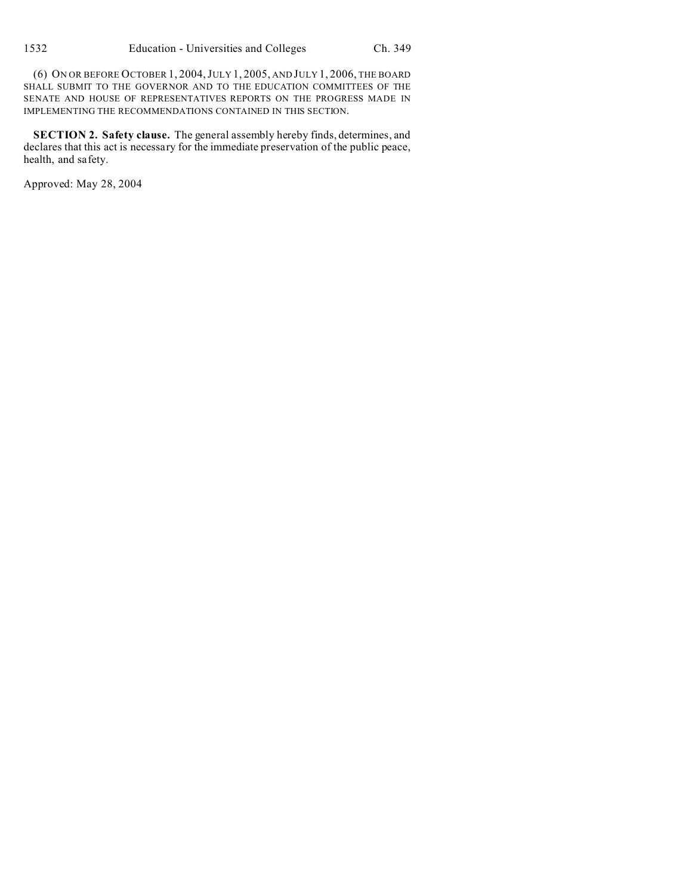(6) ON OR BEFORE OCTOBER 1, 2004, JULY 1, 2005, AND JULY 1, 2006, THE BOARD SHALL SUBMIT TO THE GOVERNOR AND TO THE EDUCATION COMMITTEES OF THE SENATE AND HOUSE OF REPRESENTATIVES REPORTS ON THE PROGRESS MADE IN IMPLEMENTING THE RECOMMENDATIONS CONTAINED IN THIS SECTION.

**SECTION 2. Safety clause.** The general assembly hereby finds, determines, and declares that this act is necessary for the immediate preservation of the public peace, health, and safety.

Approved: May 28, 2004